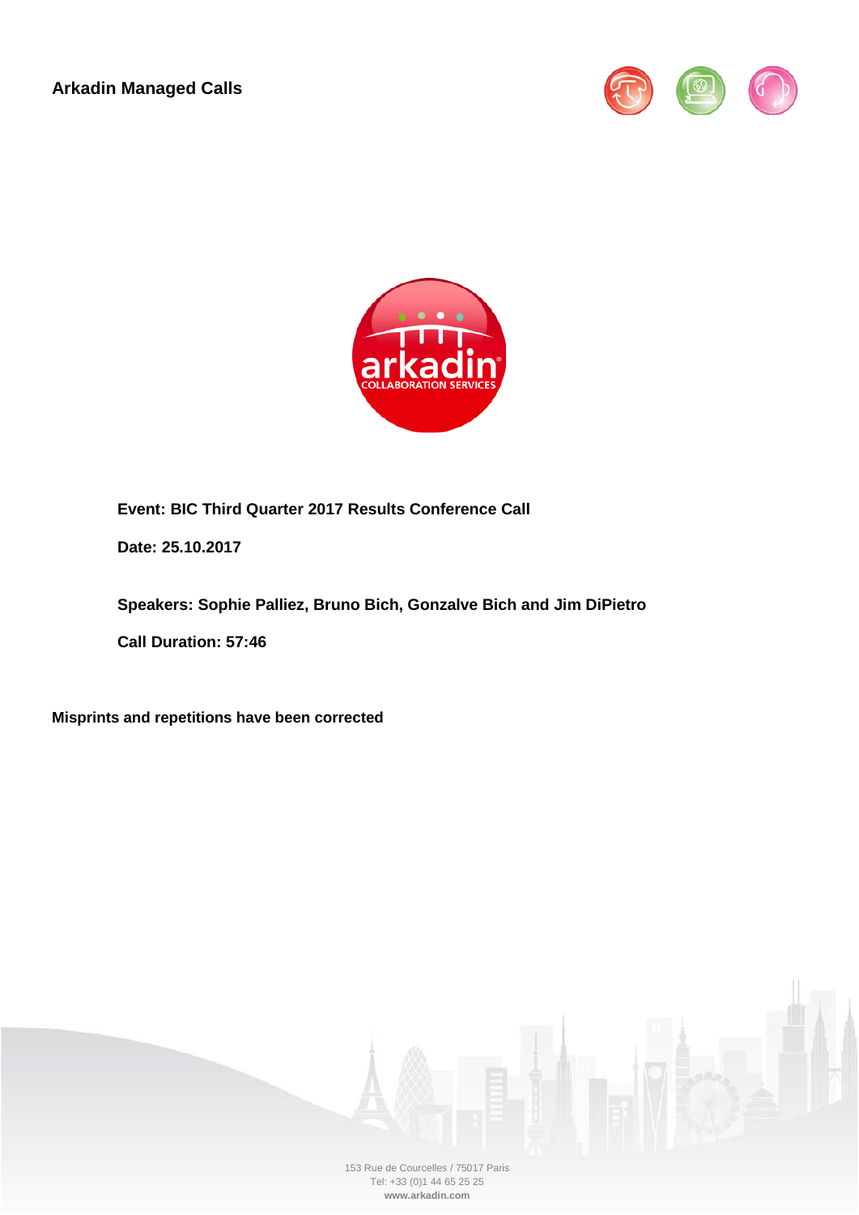**Arkadin Managed Calls**

**Event: BIC Third Quarter 2017 Results Conference Call**

**Date: 25.10.2017**

**Speakers: Sophie Palliez, Bruno Bich, Gonzalve Bich and Jim DiPietro**

**Call Duration: 57:46**

**Misprints and repetitions have been corrected**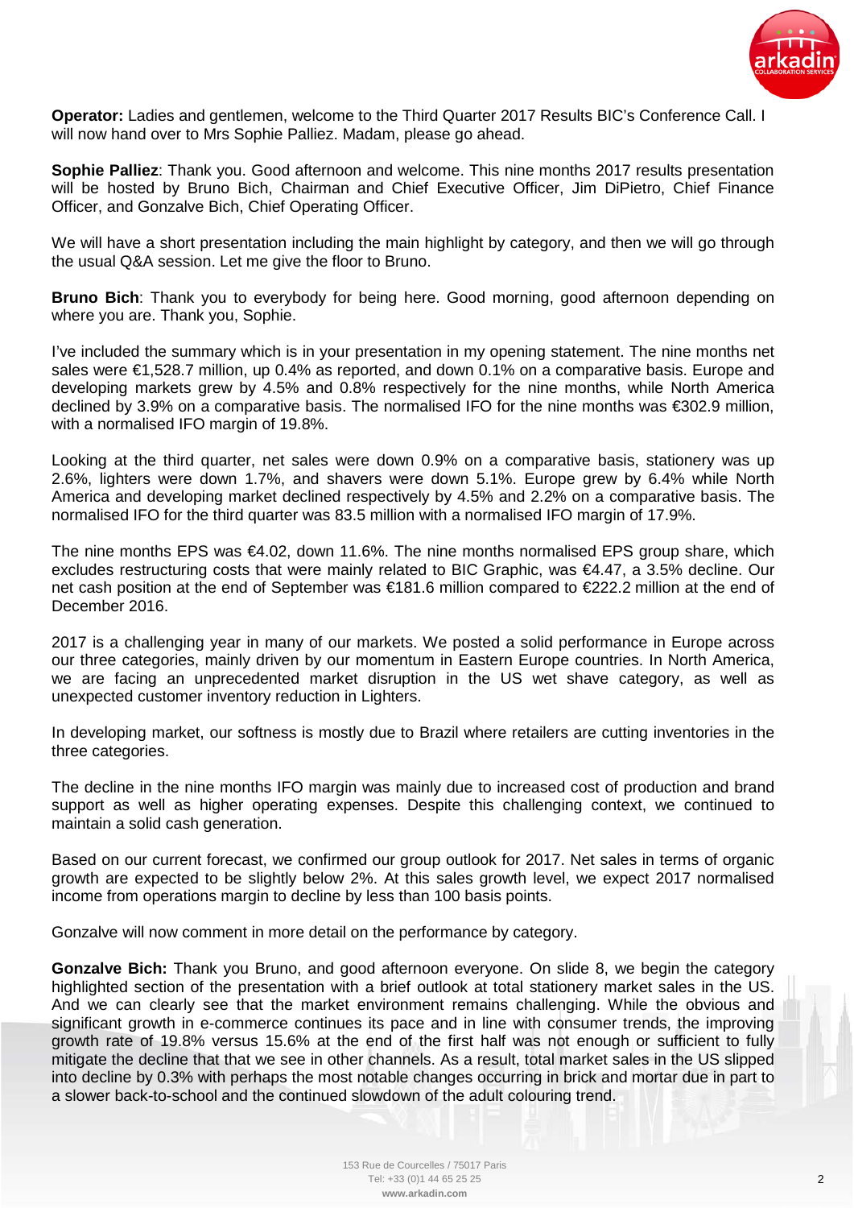**Operator:** Ladies and gentlemen, welcome to the Third Quarter 2017 Results BIC's Conference Call. I will now hand over to Mrs Sophie Palliez. Madam, please go ahead.

**Sophie Palliez**: Thank you. Good afternoon and welcome. This nine months 2017 results presentation will be hosted by Bruno Bich, Chairman and Chief Executive Officer, Jim DiPietro, Chief Finance Officer, and Gonzalve Bich, Chief Operating Officer.

We will have a short presentation including the main highlight by category, and then we will go through the usual Q&A session. Let me give the floor to Bruno.

**Bruno Bich**: Thank you to everybody for being here. Good morning, good afternoon depending on where you are. Thank you, Sophie.

I've included the summary which is in your presentation in my opening statement. The nine months net sales were €1,528.7 million, up 0.4% as reported, and down 0.1% on a comparative basis. Europe and developing markets grew by 4.5% and 0.8% respectively for the nine months, while North America declined by 3.9% on a comparative basis. The normalised IFO for the nine months was €302.9 million, with a normalised IFO margin of 19.8%.

Looking at the third quarter, net sales were down 0.9% on a comparative basis, stationery was up 2.6%, lighters were down 1.7%, and shavers were down 5.1%. Europe grew by 6.4% while North America and developing market declined respectively by 4.5% and 2.2% on a comparative basis. The normalised IFO for the third quarter was 83.5 million with a normalised IFO margin of 17.9%.

The nine months EPS was €4.02, down 11.6%. The nine months normalised EPS group share, which excludes restructuring costs that were mainly related to BIC Graphic, was €4.47, a 3.5% decline. Our net cash position at the end of September was €181.6 million compared to €222.2 million at the end of December 2016.

2017 is a challenging year in many of our markets. We posted a solid performance in Europe across our three categories, mainly driven by our momentum in Eastern Europe countries. In North America, we are facing an unprecedented market disruption in the US wet shave category, as well as unexpected customer inventory reduction in Lighters.

In developing market, our softness is mostly due to Brazil where retailers are cutting inventories in the three categories.

The decline in the nine months IFO margin was mainly due to increased cost of production and brand support as well as higher operating expenses. Despite this challenging context, we continued to maintain a solid cash generation.

Based on our current forecast, we confirmed our group outlook for 2017. Net sales in terms of organic growth are expected to be slightly below 2%. At this sales growth level, we expect 2017 normalised income from operations margin to decline by less than 100 basis points.

Gonzalve will now comment in more detail on the performance by category.

**Gonzalve Bich:** Thank you Bruno, and good afternoon everyone. On slide 8, we begin the category highlighted section of the presentation with a brief outlook at total stationery market sales in the US. And we can clearly see that the market environment remains challenging. While the obvious and significant growth in e-commerce continues its pace and in line with consumer trends, the improving growth rate of 19.8% versus 15.6% at the end of the first half was not enough or sufficient to fully mitigate the decline that that we see in other channels. As a result, total market sales in the US slipped into decline by 0.3% with perhaps the most notable changes occurring in brick and mortar due in part to a slower back-to-school and the continued slowdown of the adult colouring trend.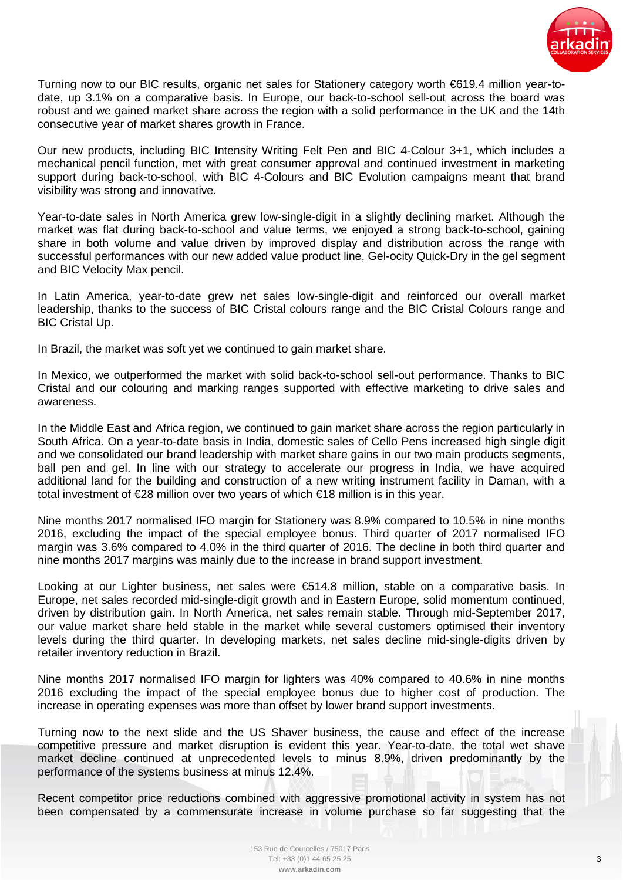Turning now to our BIC results, organic net sales for Stationery category worth €619.4 million year-to-date, up 3.1% on a comparative basis. In Europe, our back-to-school sell-out across the board was robust and we gained market share across the region with a solid performance in the UK and the 14th consecutive year of market shares growth in France.

Our new products, including BIC Intensity Writing Felt Pen and BIC 4-Colour 3+1, which includes a mechanical pencil function, met with great consumer approval and continued investment in marketing support during back-to-school, with BIC 4-Colours and BIC Evolution campaigns meant that brand visibility was strong and innovative.

Year-to-date sales in North America grew low-single-digit in a slightly declining market. Although the market was flat during back-to-school and value terms, we enjoyed a strong back-to-school, gaining share in both volume and value driven by improved display and distribution across the range with successful performances with our new added value product line, Gel-ocity Quick-Dry in the gel segment and BIC Velocity Max pencil.

In Latin America, year-to-date grew net sales low-single-digit and reinforced our overall market leadership, thanks to the success of BIC Cristal colours range and the BIC Cristal Colours range and BIC Cristal Up.

In Brazil, the market was soft yet we continued to gain market share.

In Mexico, we outperformed the market with solid back-to-school sell-out performance. Thanks to BIC Cristal and our colouring and marking ranges supported with effective marketing to drive sales and awareness.

In the Middle East and Africa region, we continued to gain market share across the region particularly in South Africa. On a year-to-date basis in India, domestic sales of Cello Pens increased high single digit and we consolidated our brand leadership with market share gains in our two main products segments, ball pen and gel. In line with our strategy to accelerate our progress in India, we have acquired additional land for the building and construction of a new writing instrument facility in Daman, with a total investment of €28 million over two years of which €18 million is in this year.

Nine months 2017 normalised IFO margin for Stationery was 8.9% compared to 10.5% in nine months 2016, excluding the impact of the special employee bonus. Third quarter of 2017 normalised IFO margin was 3.6% compared to 4.0% in the third quarter of 2016. The decline in both third quarter and nine months 2017 margins was mainly due to the increase in brand support investment.

Looking at our Lighter business, net sales were €514.8 million, stable on a comparative basis. In Europe, net sales recorded mid-single-digit growth and in Eastern Europe, solid momentum continued, driven by distribution gain. In North America, net sales remain stable. Through mid-September 2017, our value market share held stable in the market while several customers optimised their inventory levels during the third quarter. In developing markets, net sales decline mid-single-digits driven by retailer inventory reduction in Brazil.

Nine months 2017 normalised IFO margin for lighters was 40% compared to 40.6% in nine months 2016 excluding the impact of the special employee bonus due to higher cost of production. The increase in operating expenses was more than offset by lower brand support investments.

Turning now to the next slide and the US Shaver business, the cause and effect of the increase competitive pressure and market disruption is evident this year. Year-to-date, the total wet shave market decline continued at unprecedented levels to minus 8.9%, driven predominantly by the performance of the systems business at minus 12.4%.

Recent competitor price reductions combined with aggressive promotional activity in system has not been compensated by a commensurate increase in volume purchase so far suggesting that the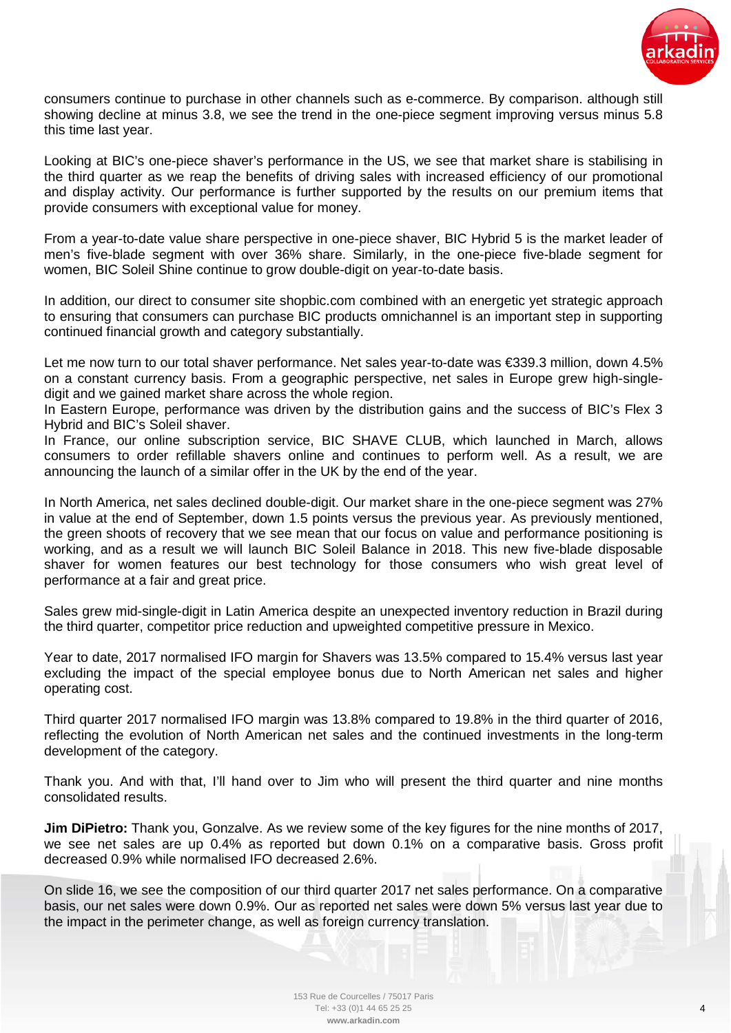consumers continue to purchase in other channels such as e-commerce. By comparison. although still showing decline at minus 3.8, we see the trend in the one-piece segment improving versus minus 5.8 this time last year.

Looking at BIC's one-piece shaver's performance in the US, we see that market share is stabilising in the third quarter as we reap the benefits of driving sales with increased efficiency of our promotional and display activity. Our performance is further supported by the results on our premium items that provide consumers with exceptional value for money.

From a year-to-date value share perspective in one-piece shaver, BIC Hybrid 5 is the market leader of men's five-blade segment with over 36% share. Similarly, in the one-piece five-blade segment for women, BIC Soleil Shine continue to grow double-digit on year-to-date basis.

In addition, our direct to consumer site shopbic.com combined with an energetic yet strategic approach to ensuring that consumers can purchase BIC products omnichannel is an important step in supporting continued financial growth and category substantially.

Let me now turn to our total shaver performance. Net sales year-to-date was €339.3 million, down 4.5% on a constant currency basis. From a geographic perspective, net sales in Europe grew high-single-digit and we gained market share across the whole region.
In Eastern Europe, performance was driven by the distribution gains and the success of BIC's Flex 3 Hybrid and BIC's Soleil shaver.
In France, our online subscription service, BIC SHAVE CLUB, which launched in March, allows consumers to order refillable shavers online and continues to perform well. As a result, we are announcing the launch of a similar offer in the UK by the end of the year.

In North America, net sales declined double-digit. Our market share in the one-piece segment was 27% in value at the end of September, down 1.5 points versus the previous year. As previously mentioned, the green shoots of recovery that we see mean that our focus on value and performance positioning is working, and as a result we will launch BIC Soleil Balance in 2018. This new five-blade disposable shaver for women features our best technology for those consumers who wish great level of performance at a fair and great price.

Sales grew mid-single-digit in Latin America despite an unexpected inventory reduction in Brazil during the third quarter, competitor price reduction and upweighted competitive pressure in Mexico.

Year to date, 2017 normalised IFO margin for Shavers was 13.5% compared to 15.4% versus last year excluding the impact of the special employee bonus due to North American net sales and higher operating cost.

Third quarter 2017 normalised IFO margin was 13.8% compared to 19.8% in the third quarter of 2016, reflecting the evolution of North American net sales and the continued investments in the long-term development of the category.

Thank you. And with that, I'll hand over to Jim who will present the third quarter and nine months consolidated results.

**Jim DiPietro:** Thank you, Gonzalve. As we review some of the key figures for the nine months of 2017, we see net sales are up 0.4% as reported but down 0.1% on a comparative basis. Gross profit decreased 0.9% while normalised IFO decreased 2.6%.

On slide 16, we see the composition of our third quarter 2017 net sales performance. On a comparative basis, our net sales were down 0.9%. Our as reported net sales were down 5% versus last year due to the impact in the perimeter change, as well as foreign currency translation.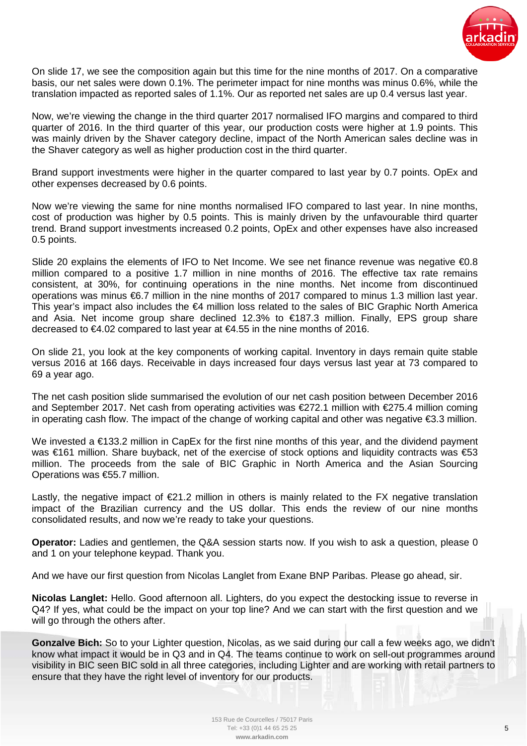On slide 17, we see the composition again but this time for the nine months of 2017. On a comparative basis, our net sales were down 0.1%. The perimeter impact for nine months was minus 0.6%, while the translation impacted as reported sales of 1.1%. Our as reported net sales are up 0.4 versus last year.

Now, we're viewing the change in the third quarter 2017 normalised IFO margins and compared to third quarter of 2016. In the third quarter of this year, our production costs were higher at 1.9 points. This was mainly driven by the Shaver category decline, impact of the North American sales decline was in the Shaver category as well as higher production cost in the third quarter.

Brand support investments were higher in the quarter compared to last year by 0.7 points. OpEx and other expenses decreased by 0.6 points.

Now we're viewing the same for nine months normalised IFO compared to last year. In nine months, cost of production was higher by 0.5 points. This is mainly driven by the unfavourable third quarter trend. Brand support investments increased 0.2 points, OpEx and other expenses have also increased 0.5 points.

Slide 20 explains the elements of IFO to Net Income. We see net finance revenue was negative €0.8 million compared to a positive 1.7 million in nine months of 2016. The effective tax rate remains consistent, at 30%, for continuing operations in the nine months. Net income from discontinued operations was minus €6.7 million in the nine months of 2017 compared to minus 1.3 million last year. This year's impact also includes the €4 million loss related to the sales of BIC Graphic North America and Asia. Net income group share declined 12.3% to €187.3 million. Finally, EPS group share decreased to €4.02 compared to last year at €4.55 in the nine months of 2016.

On slide 21, you look at the key components of working capital. Inventory in days remain quite stable versus 2016 at 166 days. Receivable in days increased four days versus last year at 73 compared to 69 a year ago.

The net cash position slide summarised the evolution of our net cash position between December 2016 and September 2017. Net cash from operating activities was €272.1 million with €275.4 million coming in operating cash flow. The impact of the change of working capital and other was negative €3.3 million.

We invested a €133.2 million in CapEx for the first nine months of this year, and the dividend payment was €161 million. Share buyback, net of the exercise of stock options and liquidity contracts was €53 million. The proceeds from the sale of BIC Graphic in North America and the Asian Sourcing Operations was €55.7 million.

Lastly, the negative impact of €21.2 million in others is mainly related to the FX negative translation impact of the Brazilian currency and the US dollar. This ends the review of our nine months consolidated results, and now we're ready to take your questions.

**Operator:** Ladies and gentlemen, the Q&A session starts now. If you wish to ask a question, please 0 and 1 on your telephone keypad. Thank you.

And we have our first question from Nicolas Langlet from Exane BNP Paribas. Please go ahead, sir.

**Nicolas Langlet:** Hello. Good afternoon all. Lighters, do you expect the destocking issue to reverse in Q4? If yes, what could be the impact on your top line? And we can start with the first question and we will go through the others after.

**Gonzalve Bich:** So to your Lighter question, Nicolas, as we said during our call a few weeks ago, we didn't know what impact it would be in Q3 and in Q4. The teams continue to work on sell-out programmes around visibility in BIC seen BIC sold in all three categories, including Lighter and are working with retail partners to ensure that they have the right level of inventory for our products.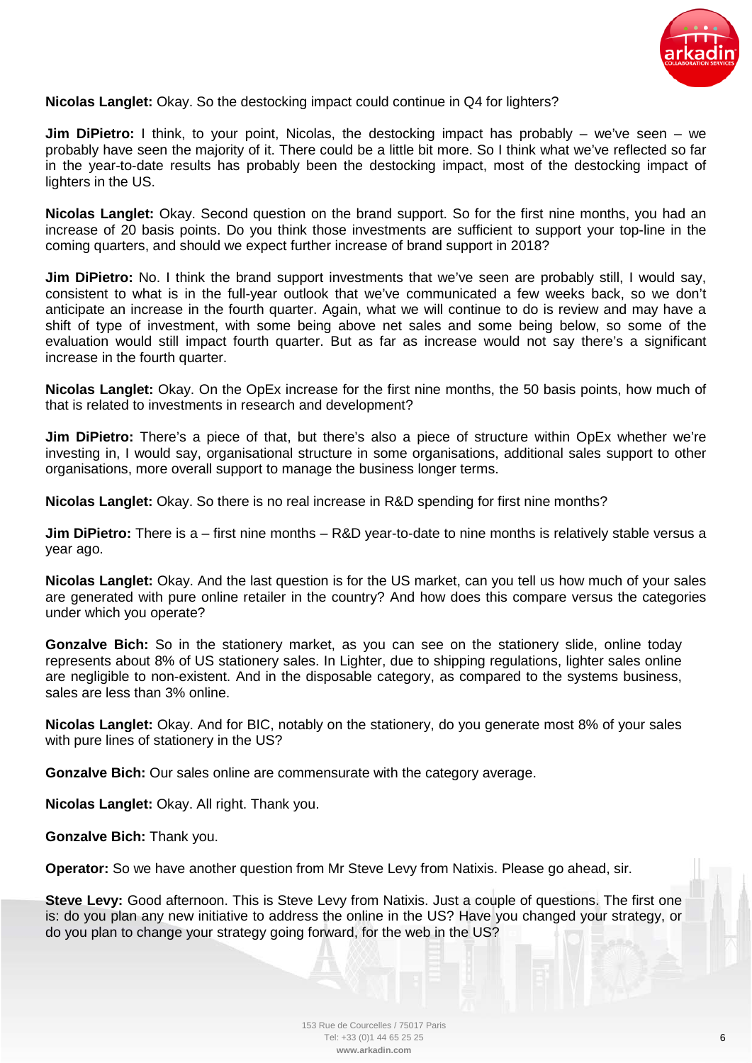**Nicolas Langlet:** Okay. So the destocking impact could continue in Q4 for lighters?

**Jim DiPietro:** I think, to your point, Nicolas, the destocking impact has probably – we've seen – we probably have seen the majority of it. There could be a little bit more. So I think what we've reflected so far in the year-to-date results has probably been the destocking impact, most of the destocking impact of lighters in the US.

**Nicolas Langlet:** Okay. Second question on the brand support. So for the first nine months, you had an increase of 20 basis points. Do you think those investments are sufficient to support your top-line in the coming quarters, and should we expect further increase of brand support in 2018?

**Jim DiPietro:** No. I think the brand support investments that we've seen are probably still, I would say, consistent to what is in the full-year outlook that we've communicated a few weeks back, so we don't anticipate an increase in the fourth quarter. Again, what we will continue to do is review and may have a shift of type of investment, with some being above net sales and some being below, so some of the evaluation would still impact fourth quarter. But as far as increase would not say there's a significant increase in the fourth quarter.

**Nicolas Langlet:** Okay. On the OpEx increase for the first nine months, the 50 basis points, how much of that is related to investments in research and development?

**Jim DiPietro:** There's a piece of that, but there's also a piece of structure within OpEx whether we're investing in, I would say, organisational structure in some organisations, additional sales support to other organisations, more overall support to manage the business longer terms.

**Nicolas Langlet:** Okay. So there is no real increase in R&D spending for first nine months?

**Jim DiPietro:** There is a – first nine months – R&D year-to-date to nine months is relatively stable versus a year ago.

**Nicolas Langlet:** Okay. And the last question is for the US market, can you tell us how much of your sales are generated with pure online retailer in the country? And how does this compare versus the categories under which you operate?

**Gonzalve Bich:** So in the stationery market, as you can see on the stationery slide, online today represents about 8% of US stationery sales. In Lighter, due to shipping regulations, lighter sales online are negligible to non-existent. And in the disposable category, as compared to the systems business, sales are less than 3% online.

**Nicolas Langlet:** Okay. And for BIC, notably on the stationery, do you generate most 8% of your sales with pure lines of stationery in the US?

**Gonzalve Bich:** Our sales online are commensurate with the category average.

**Nicolas Langlet:** Okay. All right. Thank you.

**Gonzalve Bich:** Thank you.

**Operator:** So we have another question from Mr Steve Levy from Natixis. Please go ahead, sir.

**Steve Levy:** Good afternoon. This is Steve Levy from Natixis. Just a couple of questions. The first one is: do you plan any new initiative to address the online in the US? Have you changed your strategy, or do you plan to change your strategy going forward, for the web in the US?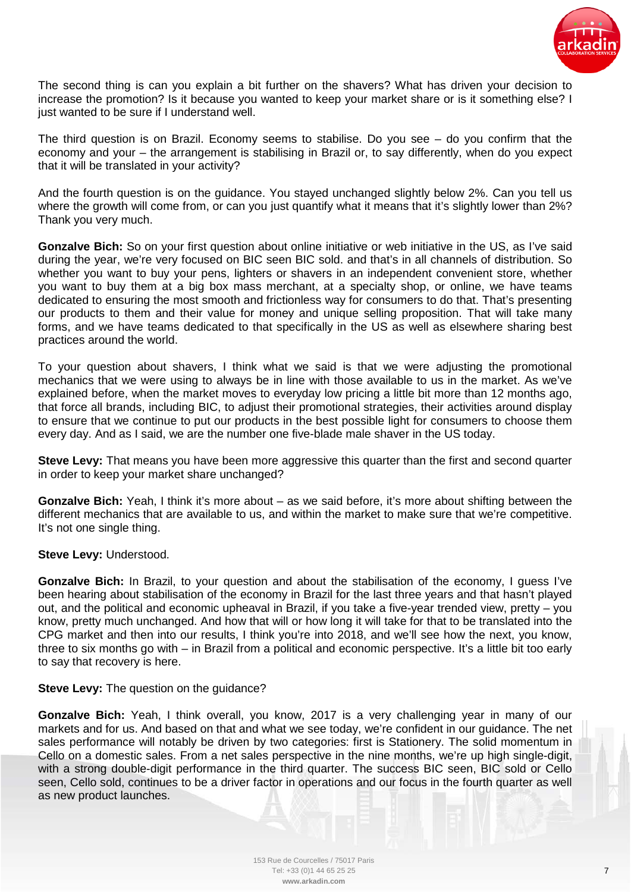The second thing is can you explain a bit further on the shavers? What has driven your decision to increase the promotion? Is it because you wanted to keep your market share or is it something else? I just wanted to be sure if I understand well.

The third question is on Brazil. Economy seems to stabilise. Do you see – do you confirm that the economy and your – the arrangement is stabilising in Brazil or, to say differently, when do you expect that it will be translated in your activity?

And the fourth question is on the guidance. You stayed unchanged slightly below 2%. Can you tell us where the growth will come from, or can you just quantify what it means that it's slightly lower than 2%? Thank you very much.

**Gonzalve Bich:** So on your first question about online initiative or web initiative in the US, as I've said during the year, we're very focused on BIC seen BIC sold. and that's in all channels of distribution. So whether you want to buy your pens, lighters or shavers in an independent convenient store, whether you want to buy them at a big box mass merchant, at a specialty shop, or online, we have teams dedicated to ensuring the most smooth and frictionless way for consumers to do that. That's presenting our products to them and their value for money and unique selling proposition. That will take many forms, and we have teams dedicated to that specifically in the US as well as elsewhere sharing best practices around the world.

To your question about shavers, I think what we said is that we were adjusting the promotional mechanics that we were using to always be in line with those available to us in the market. As we've explained before, when the market moves to everyday low pricing a little bit more than 12 months ago, that force all brands, including BIC, to adjust their promotional strategies, their activities around display to ensure that we continue to put our products in the best possible light for consumers to choose them every day. And as I said, we are the number one five-blade male shaver in the US today.

**Steve Levy:** That means you have been more aggressive this quarter than the first and second quarter in order to keep your market share unchanged?

**Gonzalve Bich:** Yeah, I think it's more about – as we said before, it's more about shifting between the different mechanics that are available to us, and within the market to make sure that we're competitive. It's not one single thing.

**Steve Levy:** Understood.

**Gonzalve Bich:** In Brazil, to your question and about the stabilisation of the economy, I guess I've been hearing about stabilisation of the economy in Brazil for the last three years and that hasn't played out, and the political and economic upheaval in Brazil, if you take a five-year trended view, pretty – you know, pretty much unchanged. And how that will or how long it will take for that to be translated into the CPG market and then into our results, I think you're into 2018, and we'll see how the next, you know, three to six months go with – in Brazil from a political and economic perspective. It's a little bit too early to say that recovery is here.

**Steve Levy:** The question on the guidance?

**Gonzalve Bich:** Yeah, I think overall, you know, 2017 is a very challenging year in many of our markets and for us. And based on that and what we see today, we're confident in our guidance. The net sales performance will notably be driven by two categories: first is Stationery. The solid momentum in Cello on a domestic sales. From a net sales perspective in the nine months, we're up high single-digit, with a strong double-digit performance in the third quarter. The success BIC seen, BIC sold or Cello seen, Cello sold, continues to be a driver factor in operations and our focus in the fourth quarter as well as new product launches.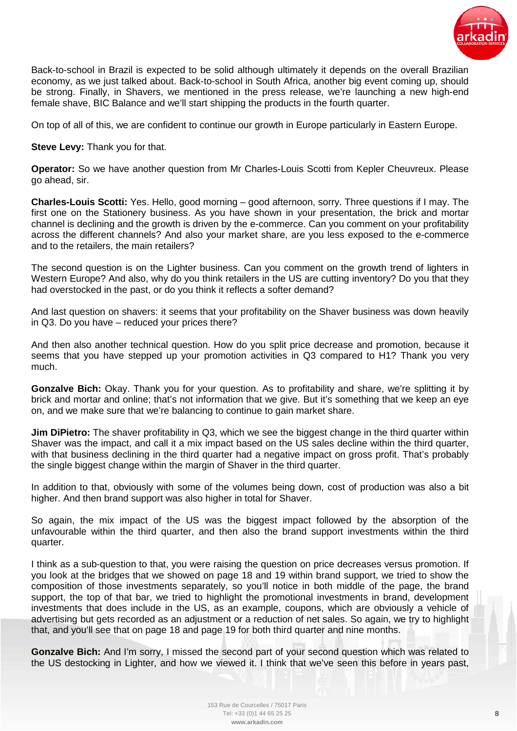Back-to-school in Brazil is expected to be solid although ultimately it depends on the overall Brazilian economy, as we just talked about. Back-to-school in South Africa, another big event coming up, should be strong. Finally, in Shavers, we mentioned in the press release, we're launching a new high-end female shave, BIC Balance and we'll start shipping the products in the fourth quarter.

On top of all of this, we are confident to continue our growth in Europe particularly in Eastern Europe.

**Steve Levy:** Thank you for that.

**Operator:** So we have another question from Mr Charles-Louis Scotti from Kepler Cheuvreux. Please go ahead, sir.

**Charles-Louis Scotti:** Yes. Hello, good morning – good afternoon, sorry. Three questions if I may. The first one on the Stationery business. As you have shown in your presentation, the brick and mortar channel is declining and the growth is driven by the e-commerce. Can you comment on your profitability across the different channels? And also your market share, are you less exposed to the e-commerce and to the retailers, the main retailers?

The second question is on the Lighter business. Can you comment on the growth trend of lighters in Western Europe? And also, why do you think retailers in the US are cutting inventory? Do you that they had overstocked in the past, or do you think it reflects a softer demand?

And last question on shavers: it seems that your profitability on the Shaver business was down heavily in Q3. Do you have – reduced your prices there?

And then also another technical question. How do you split price decrease and promotion, because it seems that you have stepped up your promotion activities in Q3 compared to H1? Thank you very much.

**Gonzalve Bich:** Okay. Thank you for your question. As to profitability and share, we're splitting it by brick and mortar and online; that's not information that we give. But it's something that we keep an eye on, and we make sure that we're balancing to continue to gain market share.

**Jim DiPietro:** The shaver profitability in Q3, which we see the biggest change in the third quarter within Shaver was the impact, and call it a mix impact based on the US sales decline within the third quarter, with that business declining in the third quarter had a negative impact on gross profit. That's probably the single biggest change within the margin of Shaver in the third quarter.

In addition to that, obviously with some of the volumes being down, cost of production was also a bit higher. And then brand support was also higher in total for Shaver.

So again, the mix impact of the US was the biggest impact followed by the absorption of the unfavourable within the third quarter, and then also the brand support investments within the third quarter.

I think as a sub-question to that, you were raising the question on price decreases versus promotion. If you look at the bridges that we showed on page 18 and 19 within brand support, we tried to show the composition of those investments separately, so you'll notice in both middle of the page, the brand support, the top of that bar, we tried to highlight the promotional investments in brand, development investments that does include in the US, as an example, coupons, which are obviously a vehicle of advertising but gets recorded as an adjustment or a reduction of net sales. So again, we try to highlight that, and you'll see that on page 18 and page 19 for both third quarter and nine months.

**Gonzalve Bich:** And I'm sorry, I missed the second part of your second question which was related to the US destocking in Lighter, and how we viewed it. I think that we've seen this before in years past,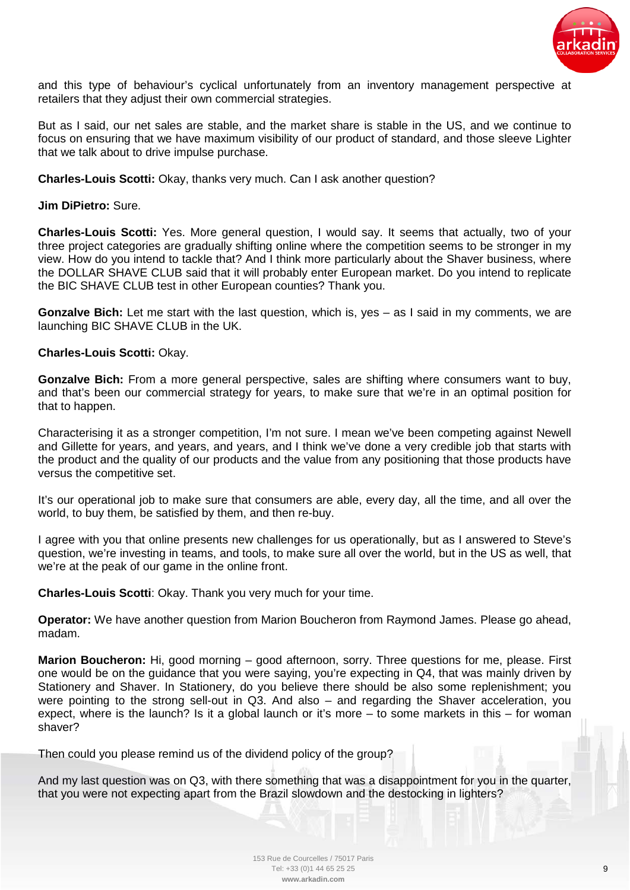and this type of behaviour's cyclical unfortunately from an inventory management perspective at retailers that they adjust their own commercial strategies.

But as I said, our net sales are stable, and the market share is stable in the US, and we continue to focus on ensuring that we have maximum visibility of our product of standard, and those sleeve Lighter that we talk about to drive impulse purchase.

**Charles-Louis Scotti:** Okay, thanks very much. Can I ask another question?

**Jim DiPietro:** Sure.

**Charles-Louis Scotti:** Yes. More general question, I would say. It seems that actually, two of your three project categories are gradually shifting online where the competition seems to be stronger in my view. How do you intend to tackle that? And I think more particularly about the Shaver business, where the DOLLAR SHAVE CLUB said that it will probably enter European market. Do you intend to replicate the BIC SHAVE CLUB test in other European counties? Thank you.

**Gonzalve Bich:** Let me start with the last question, which is, yes – as I said in my comments, we are launching BIC SHAVE CLUB in the UK.

**Charles-Louis Scotti:** Okay.

**Gonzalve Bich:** From a more general perspective, sales are shifting where consumers want to buy, and that's been our commercial strategy for years, to make sure that we're in an optimal position for that to happen.

Characterising it as a stronger competition, I'm not sure. I mean we've been competing against Newell and Gillette for years, and years, and years, and I think we've done a very credible job that starts with the product and the quality of our products and the value from any positioning that those products have versus the competitive set.

It's our operational job to make sure that consumers are able, every day, all the time, and all over the world, to buy them, be satisfied by them, and then re-buy.

I agree with you that online presents new challenges for us operationally, but as I answered to Steve's question, we're investing in teams, and tools, to make sure all over the world, but in the US as well, that we're at the peak of our game in the online front.

**Charles-Louis Scotti**: Okay. Thank you very much for your time.

**Operator:** We have another question from Marion Boucheron from Raymond James. Please go ahead, madam.

**Marion Boucheron:** Hi, good morning – good afternoon, sorry. Three questions for me, please. First one would be on the guidance that you were saying, you're expecting in Q4, that was mainly driven by Stationery and Shaver. In Stationery, do you believe there should be also some replenishment; you were pointing to the strong sell-out in Q3. And also – and regarding the Shaver acceleration, you expect, where is the launch? Is it a global launch or it's more – to some markets in this – for woman shaver?

Then could you please remind us of the dividend policy of the group?

And my last question was on Q3, with there something that was a disappointment for you in the quarter, that you were not expecting apart from the Brazil slowdown and the destocking in lighters?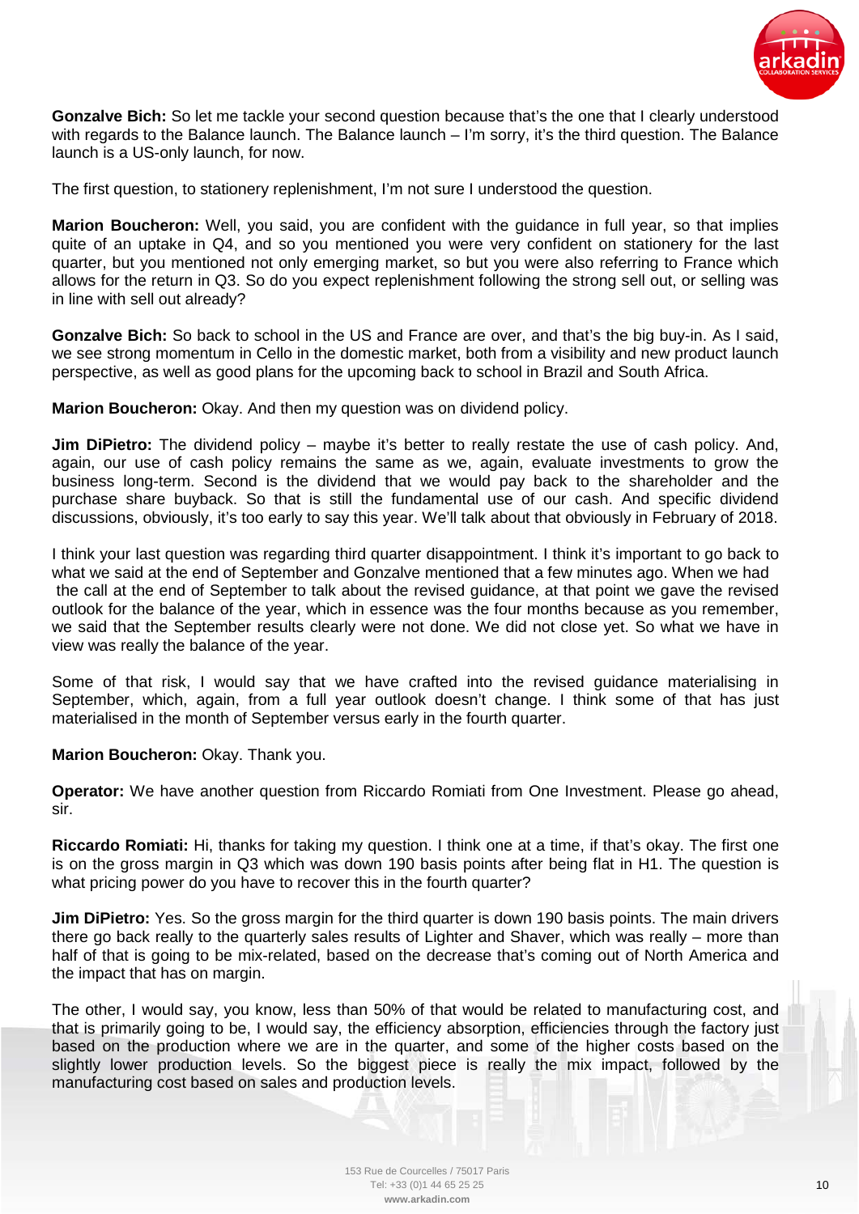**Gonzalve Bich:** So let me tackle your second question because that's the one that I clearly understood with regards to the Balance launch. The Balance launch – I'm sorry, it's the third question. The Balance launch is a US-only launch, for now.

The first question, to stationery replenishment, I'm not sure I understood the question.

**Marion Boucheron:** Well, you said, you are confident with the guidance in full year, so that implies quite of an uptake in Q4, and so you mentioned you were very confident on stationery for the last quarter, but you mentioned not only emerging market, so but you were also referring to France which allows for the return in Q3. So do you expect replenishment following the strong sell out, or selling was in line with sell out already?

**Gonzalve Bich:** So back to school in the US and France are over, and that's the big buy-in. As I said, we see strong momentum in Cello in the domestic market, both from a visibility and new product launch perspective, as well as good plans for the upcoming back to school in Brazil and South Africa.

**Marion Boucheron:** Okay. And then my question was on dividend policy.

**Jim DiPietro:** The dividend policy – maybe it's better to really restate the use of cash policy. And, again, our use of cash policy remains the same as we, again, evaluate investments to grow the business long-term. Second is the dividend that we would pay back to the shareholder and the purchase share buyback. So that is still the fundamental use of our cash. And specific dividend discussions, obviously, it's too early to say this year. We'll talk about that obviously in February of 2018.

I think your last question was regarding third quarter disappointment. I think it's important to go back to what we said at the end of September and Gonzalve mentioned that a few minutes ago. When we had the call at the end of September to talk about the revised guidance, at that point we gave the revised outlook for the balance of the year, which in essence was the four months because as you remember, we said that the September results clearly were not done. We did not close yet. So what we have in view was really the balance of the year.

Some of that risk, I would say that we have crafted into the revised guidance materialising in September, which, again, from a full year outlook doesn't change. I think some of that has just materialised in the month of September versus early in the fourth quarter.

**Marion Boucheron:** Okay. Thank you.

**Operator:** We have another question from Riccardo Romiati from One Investment. Please go ahead, sir.

**Riccardo Romiati:** Hi, thanks for taking my question. I think one at a time, if that's okay. The first one is on the gross margin in Q3 which was down 190 basis points after being flat in H1. The question is what pricing power do you have to recover this in the fourth quarter?

**Jim DiPietro:** Yes. So the gross margin for the third quarter is down 190 basis points. The main drivers there go back really to the quarterly sales results of Lighter and Shaver, which was really – more than half of that is going to be mix-related, based on the decrease that's coming out of North America and the impact that has on margin.

The other, I would say, you know, less than 50% of that would be related to manufacturing cost, and that is primarily going to be, I would say, the efficiency absorption, efficiencies through the factory just based on the production where we are in the quarter, and some of the higher costs based on the slightly lower production levels. So the biggest piece is really the mix impact, followed by the manufacturing cost based on sales and production levels.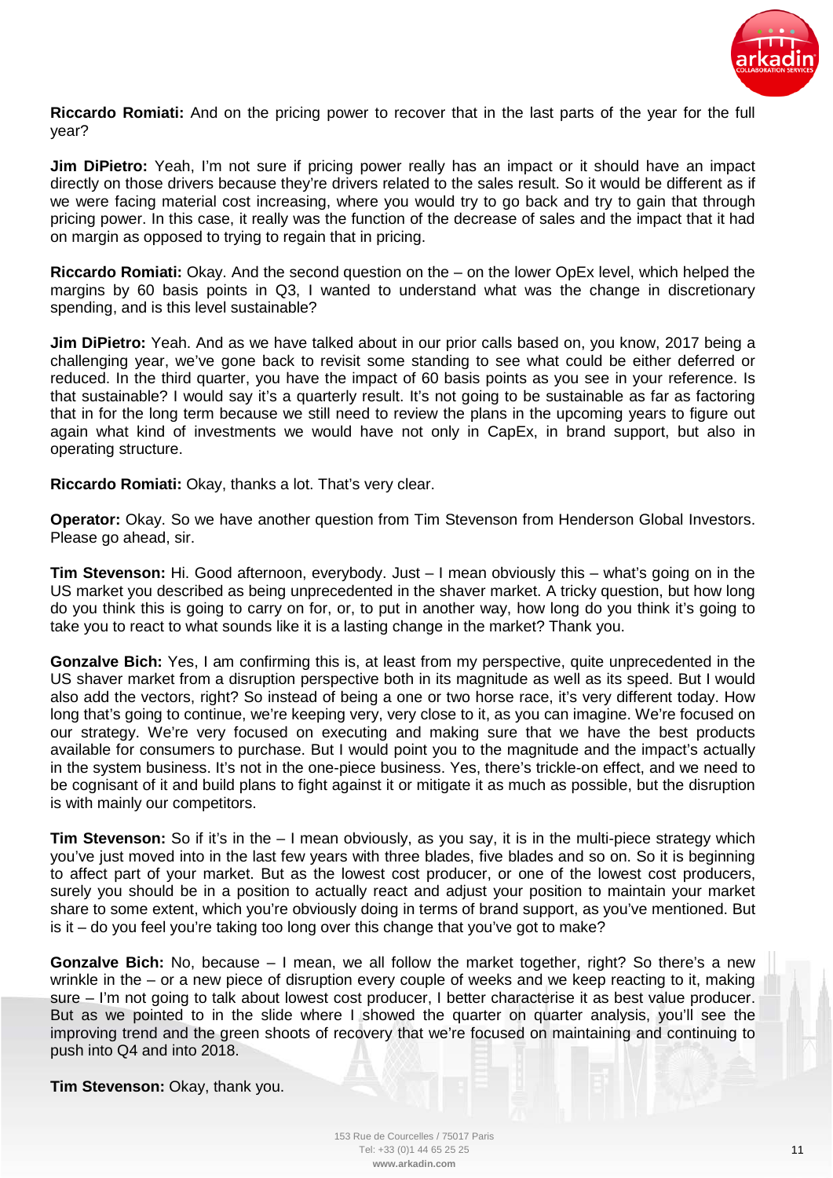**Riccardo Romiati:** And on the pricing power to recover that in the last parts of the year for the full year?

**Jim DiPietro:** Yeah, I'm not sure if pricing power really has an impact or it should have an impact directly on those drivers because they're drivers related to the sales result. So it would be different as if we were facing material cost increasing, where you would try to go back and try to gain that through pricing power. In this case, it really was the function of the decrease of sales and the impact that it had on margin as opposed to trying to regain that in pricing.

**Riccardo Romiati:** Okay. And the second question on the – on the lower OpEx level, which helped the margins by 60 basis points in Q3, I wanted to understand what was the change in discretionary spending, and is this level sustainable?

**Jim DiPietro:** Yeah. And as we have talked about in our prior calls based on, you know, 2017 being a challenging year, we've gone back to revisit some standing to see what could be either deferred or reduced. In the third quarter, you have the impact of 60 basis points as you see in your reference. Is that sustainable? I would say it's a quarterly result. It's not going to be sustainable as far as factoring that in for the long term because we still need to review the plans in the upcoming years to figure out again what kind of investments we would have not only in CapEx, in brand support, but also in operating structure.

**Riccardo Romiati:** Okay, thanks a lot. That's very clear.

**Operator:** Okay. So we have another question from Tim Stevenson from Henderson Global Investors. Please go ahead, sir.

**Tim Stevenson:** Hi. Good afternoon, everybody. Just – I mean obviously this – what's going on in the US market you described as being unprecedented in the shaver market. A tricky question, but how long do you think this is going to carry on for, or, to put in another way, how long do you think it's going to take you to react to what sounds like it is a lasting change in the market? Thank you.

**Gonzalve Bich:** Yes, I am confirming this is, at least from my perspective, quite unprecedented in the US shaver market from a disruption perspective both in its magnitude as well as its speed. But I would also add the vectors, right? So instead of being a one or two horse race, it's very different today. How long that's going to continue, we're keeping very, very close to it, as you can imagine. We're focused on our strategy. We're very focused on executing and making sure that we have the best products available for consumers to purchase. But I would point you to the magnitude and the impact's actually in the system business. It's not in the one-piece business. Yes, there's trickle-on effect, and we need to be cognisant of it and build plans to fight against it or mitigate it as much as possible, but the disruption is with mainly our competitors.

**Tim Stevenson:** So if it's in the – I mean obviously, as you say, it is in the multi-piece strategy which you've just moved into in the last few years with three blades, five blades and so on. So it is beginning to affect part of your market. But as the lowest cost producer, or one of the lowest cost producers, surely you should be in a position to actually react and adjust your position to maintain your market share to some extent, which you're obviously doing in terms of brand support, as you've mentioned. But is it – do you feel you're taking too long over this change that you've got to make?

**Gonzalve Bich:** No, because – I mean, we all follow the market together, right? So there's a new wrinkle in the – or a new piece of disruption every couple of weeks and we keep reacting to it, making sure – I'm not going to talk about lowest cost producer, I better characterise it as best value producer. But as we pointed to in the slide where I showed the quarter on quarter analysis, you'll see the improving trend and the green shoots of recovery that we're focused on maintaining and continuing to push into Q4 and into 2018.

**Tim Stevenson:** Okay, thank you.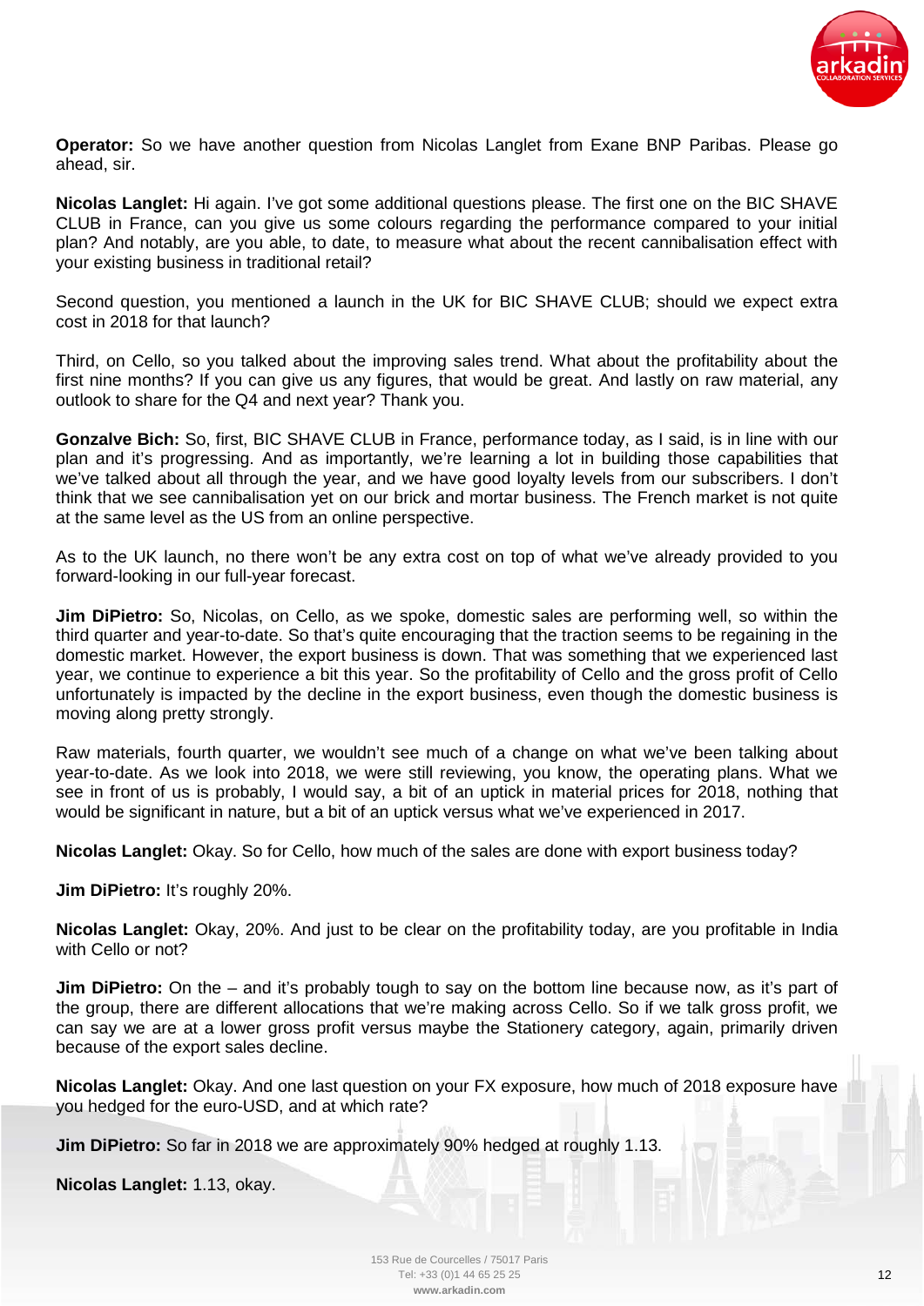**Operator:** So we have another question from Nicolas Langlet from Exane BNP Paribas. Please go ahead, sir.

**Nicolas Langlet:** Hi again. I've got some additional questions please. The first one on the BIC SHAVE CLUB in France, can you give us some colours regarding the performance compared to your initial plan? And notably, are you able, to date, to measure what about the recent cannibalisation effect with your existing business in traditional retail?

Second question, you mentioned a launch in the UK for BIC SHAVE CLUB; should we expect extra cost in 2018 for that launch?

Third, on Cello, so you talked about the improving sales trend. What about the profitability about the first nine months? If you can give us any figures, that would be great. And lastly on raw material, any outlook to share for the Q4 and next year? Thank you.

**Gonzalve Bich:** So, first, BIC SHAVE CLUB in France, performance today, as I said, is in line with our plan and it's progressing. And as importantly, we're learning a lot in building those capabilities that we've talked about all through the year, and we have good loyalty levels from our subscribers. I don't think that we see cannibalisation yet on our brick and mortar business. The French market is not quite at the same level as the US from an online perspective.

As to the UK launch, no there won't be any extra cost on top of what we've already provided to you forward-looking in our full-year forecast.

**Jim DiPietro:** So, Nicolas, on Cello, as we spoke, domestic sales are performing well, so within the third quarter and year-to-date. So that's quite encouraging that the traction seems to be regaining in the domestic market. However, the export business is down. That was something that we experienced last year, we continue to experience a bit this year. So the profitability of Cello and the gross profit of Cello unfortunately is impacted by the decline in the export business, even though the domestic business is moving along pretty strongly.

Raw materials, fourth quarter, we wouldn't see much of a change on what we've been talking about year-to-date. As we look into 2018, we were still reviewing, you know, the operating plans. What we see in front of us is probably, I would say, a bit of an uptick in material prices for 2018, nothing that would be significant in nature, but a bit of an uptick versus what we've experienced in 2017.

**Nicolas Langlet:** Okay. So for Cello, how much of the sales are done with export business today?

**Jim DiPietro:** It's roughly 20%.

**Nicolas Langlet:** Okay, 20%. And just to be clear on the profitability today, are you profitable in India with Cello or not?

**Jim DiPietro:** On the – and it's probably tough to say on the bottom line because now, as it's part of the group, there are different allocations that we're making across Cello. So if we talk gross profit, we can say we are at a lower gross profit versus maybe the Stationery category, again, primarily driven because of the export sales decline.

**Nicolas Langlet:** Okay. And one last question on your FX exposure, how much of 2018 exposure have you hedged for the euro-USD, and at which rate?

**Jim DiPietro:** So far in 2018 we are approximately 90% hedged at roughly 1.13.

**Nicolas Langlet:** 1.13, okay.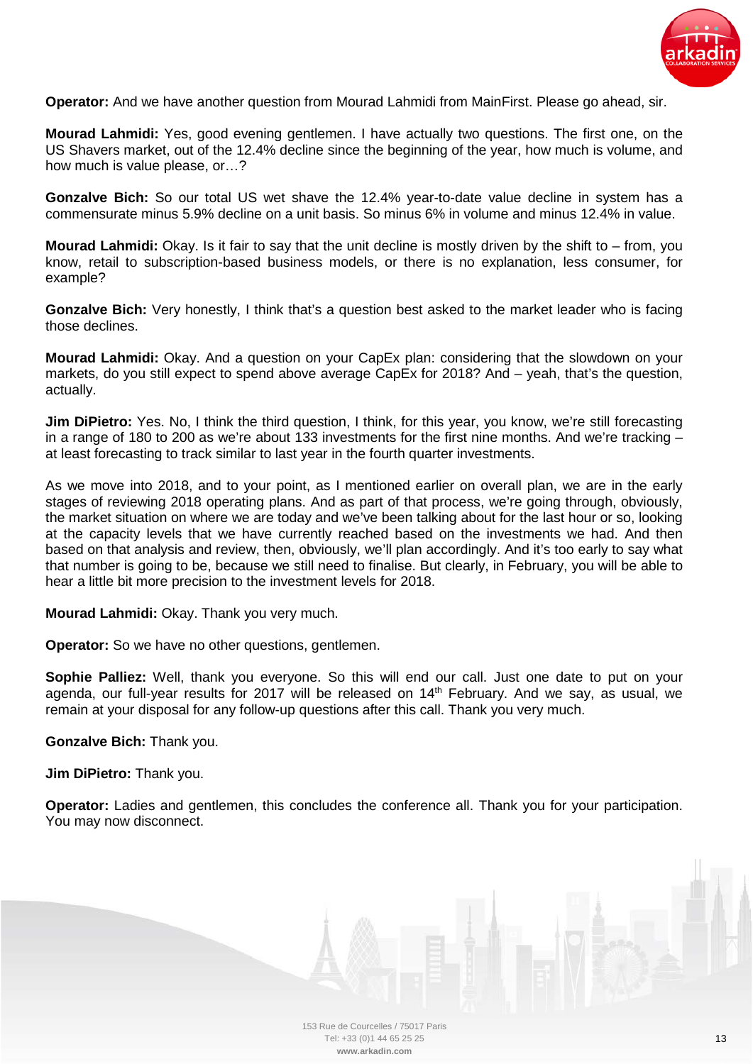**Operator:** And we have another question from Mourad Lahmidi from MainFirst. Please go ahead, sir.

**Mourad Lahmidi:** Yes, good evening gentlemen. I have actually two questions. The first one, on the US Shavers market, out of the 12.4% decline since the beginning of the year, how much is volume, and how much is value please, or…?

**Gonzalve Bich:** So our total US wet shave the 12.4% year-to-date value decline in system has a commensurate minus 5.9% decline on a unit basis. So minus 6% in volume and minus 12.4% in value.

**Mourad Lahmidi:** Okay. Is it fair to say that the unit decline is mostly driven by the shift to – from, you know, retail to subscription-based business models, or there is no explanation, less consumer, for example?

**Gonzalve Bich:** Very honestly, I think that's a question best asked to the market leader who is facing those declines.

**Mourad Lahmidi:** Okay. And a question on your CapEx plan: considering that the slowdown on your markets, do you still expect to spend above average CapEx for 2018? And – yeah, that's the question, actually.

**Jim DiPietro:** Yes. No, I think the third question, I think, for this year, you know, we're still forecasting in a range of 180 to 200 as we're about 133 investments for the first nine months. And we're tracking – at least forecasting to track similar to last year in the fourth quarter investments.

As we move into 2018, and to your point, as I mentioned earlier on overall plan, we are in the early stages of reviewing 2018 operating plans. And as part of that process, we're going through, obviously, the market situation on where we are today and we've been talking about for the last hour or so, looking at the capacity levels that we have currently reached based on the investments we had. And then based on that analysis and review, then, obviously, we'll plan accordingly. And it's too early to say what that number is going to be, because we still need to finalise. But clearly, in February, you will be able to hear a little bit more precision to the investment levels for 2018.

**Mourad Lahmidi:** Okay. Thank you very much.

**Operator:** So we have no other questions, gentlemen.

**Sophie Palliez:** Well, thank you everyone. So this will end our call. Just one date to put on your agenda, our full-year results for 2017 will be released on 14th February. And we say, as usual, we remain at your disposal for any follow-up questions after this call. Thank you very much.

**Gonzalve Bich:** Thank you.

**Jim DiPietro:** Thank you.

**Operator:** Ladies and gentlemen, this concludes the conference all. Thank you for your participation. You may now disconnect.